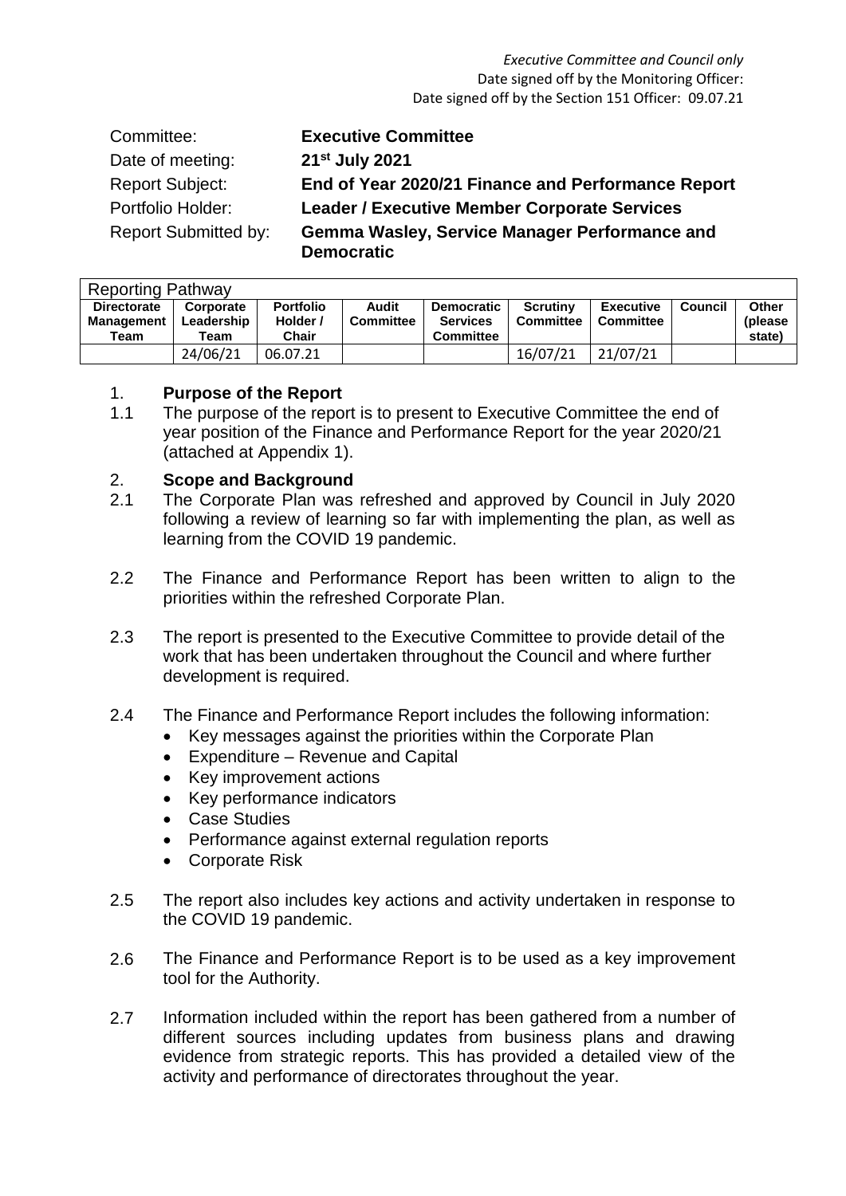*Executive Committee and Council only*
Date signed off by the Monitoring Officer:
Date signed off by the Section 151 Officer: 09.07.21

| | |
|---|---|
| Committee: | **Executive Committee** |
| Date of meeting: | **21st July 2021** |
| Report Subject: | **End of Year 2020/21 Finance and Performance Report** |
| Portfolio Holder: | **Leader / Executive Member Corporate Services** |
| Report Submitted by: | **Gemma Wasley, Service Manager Performance and Democratic** |

| Reporting Pathway | | | | | | | | |
|---|---|---|---|---|---|---|---|---|
| **Directorate Management Team** | **Corporate Leadership Team** | **Portfolio Holder / Chair** | **Audit Committee** | **Democratic Services Committee** | **Scrutiny Committee** | **Executive Committee** | **Council** | **Other (please state)** |
| | 24/06/21 | 06.07.21 | | | 16/07/21 | 21/07/21 | | |

## 1. Purpose of the Report

1.1 The purpose of the report is to present to Executive Committee the end of year position of the Finance and Performance Report for the year 2020/21 (attached at Appendix 1).

## 2. Scope and Background

2.1 The Corporate Plan was refreshed and approved by Council in July 2020 following a review of learning so far with implementing the plan, as well as learning from the COVID 19 pandemic.

2.2 The Finance and Performance Report has been written to align to the priorities within the refreshed Corporate Plan.

2.3 The report is presented to the Executive Committee to provide detail of the work that has been undertaken throughout the Council and where further development is required.

2.4 The Finance and Performance Report includes the following information:

- Key messages against the priorities within the Corporate Plan
- Expenditure – Revenue and Capital
- Key improvement actions
- Key performance indicators
- Case Studies
- Performance against external regulation reports
- Corporate Risk

2.5 The report also includes key actions and activity undertaken in response to the COVID 19 pandemic.

2.6 The Finance and Performance Report is to be used as a key improvement tool for the Authority.

2.7 Information included within the report has been gathered from a number of different sources including updates from business plans and drawing evidence from strategic reports. This has provided a detailed view of the activity and performance of directorates throughout the year.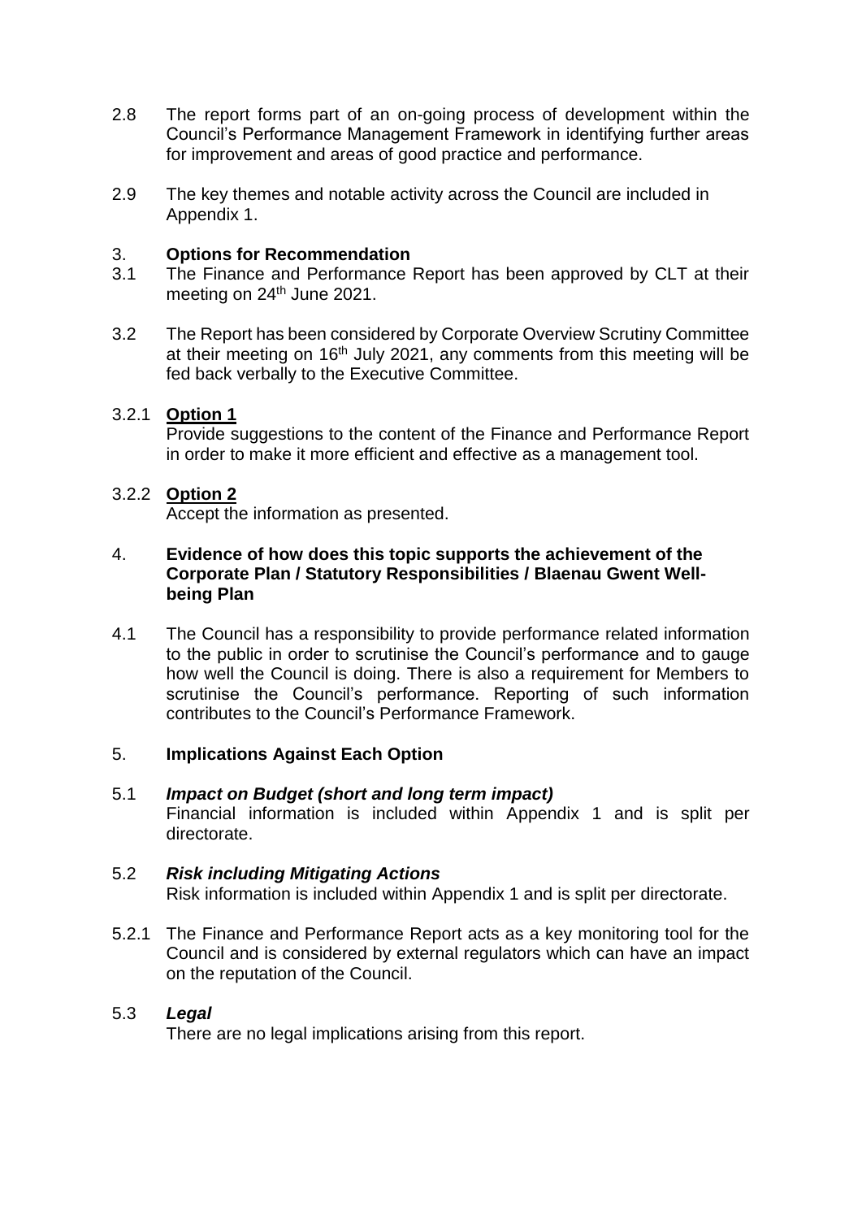2.8 The report forms part of an on-going process of development within the Council's Performance Management Framework in identifying further areas for improvement and areas of good practice and performance.

2.9 The key themes and notable activity across the Council are included in Appendix 1.

## 3. Options for Recommendation

3.1 The Finance and Performance Report has been approved by CLT at their meeting on 24th June 2021.

3.2 The Report has been considered by Corporate Overview Scrutiny Committee at their meeting on 16th July 2021, any comments from this meeting will be fed back verbally to the Executive Committee.

3.2.1 **Option 1**

Provide suggestions to the content of the Finance and Performance Report in order to make it more efficient and effective as a management tool.

3.2.2 **Option 2**

Accept the information as presented.

## 4. Evidence of how does this topic supports the achievement of the Corporate Plan / Statutory Responsibilities / Blaenau Gwent Well-being Plan

4.1 The Council has a responsibility to provide performance related information to the public in order to scrutinise the Council's performance and to gauge how well the Council is doing. There is also a requirement for Members to scrutinise the Council's performance. Reporting of such information contributes to the Council's Performance Framework.

## 5. Implications Against Each Option

5.1 ***Impact on Budget (short and long term impact)***

Financial information is included within Appendix 1 and is split per directorate.

5.2 ***Risk including Mitigating Actions***

Risk information is included within Appendix 1 and is split per directorate.

5.2.1 The Finance and Performance Report acts as a key monitoring tool for the Council and is considered by external regulators which can have an impact on the reputation of the Council.

5.3 ***Legal***

There are no legal implications arising from this report.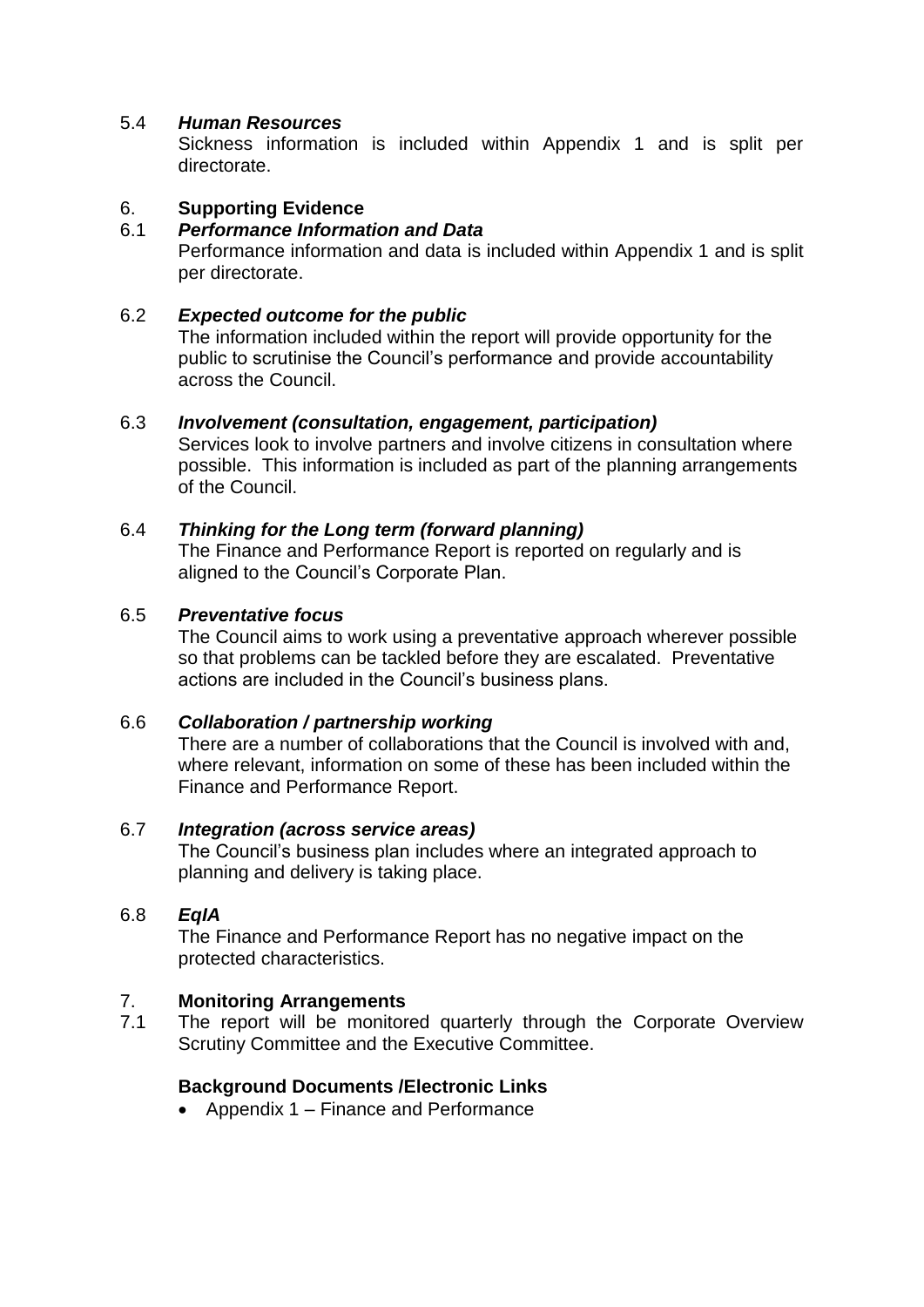### 5.4 *Human Resources*

Sickness information is included within Appendix 1 and is split per directorate.

## 6. Supporting Evidence

### 6.1 *Performance Information and Data*

Performance information and data is included within Appendix 1 and is split per directorate.

### 6.2 *Expected outcome for the public*

The information included within the report will provide opportunity for the public to scrutinise the Council's performance and provide accountability across the Council.

### 6.3 *Involvement (consultation, engagement, participation)*

Services look to involve partners and involve citizens in consultation where possible. This information is included as part of the planning arrangements of the Council.

### 6.4 *Thinking for the Long term (forward planning)*

The Finance and Performance Report is reported on regularly and is aligned to the Council's Corporate Plan.

### 6.5 *Preventative focus*

The Council aims to work using a preventative approach wherever possible so that problems can be tackled before they are escalated. Preventative actions are included in the Council's business plans.

### 6.6 *Collaboration / partnership working*

There are a number of collaborations that the Council is involved with and, where relevant, information on some of these has been included within the Finance and Performance Report.

### 6.7 *Integration (across service areas)*

The Council's business plan includes where an integrated approach to planning and delivery is taking place.

### 6.8 *EqIA*

The Finance and Performance Report has no negative impact on the protected characteristics.

## 7. Monitoring Arrangements

7.1 The report will be monitored quarterly through the Corporate Overview Scrutiny Committee and the Executive Committee.

**Background Documents /Electronic Links**

- Appendix 1 – Finance and Performance